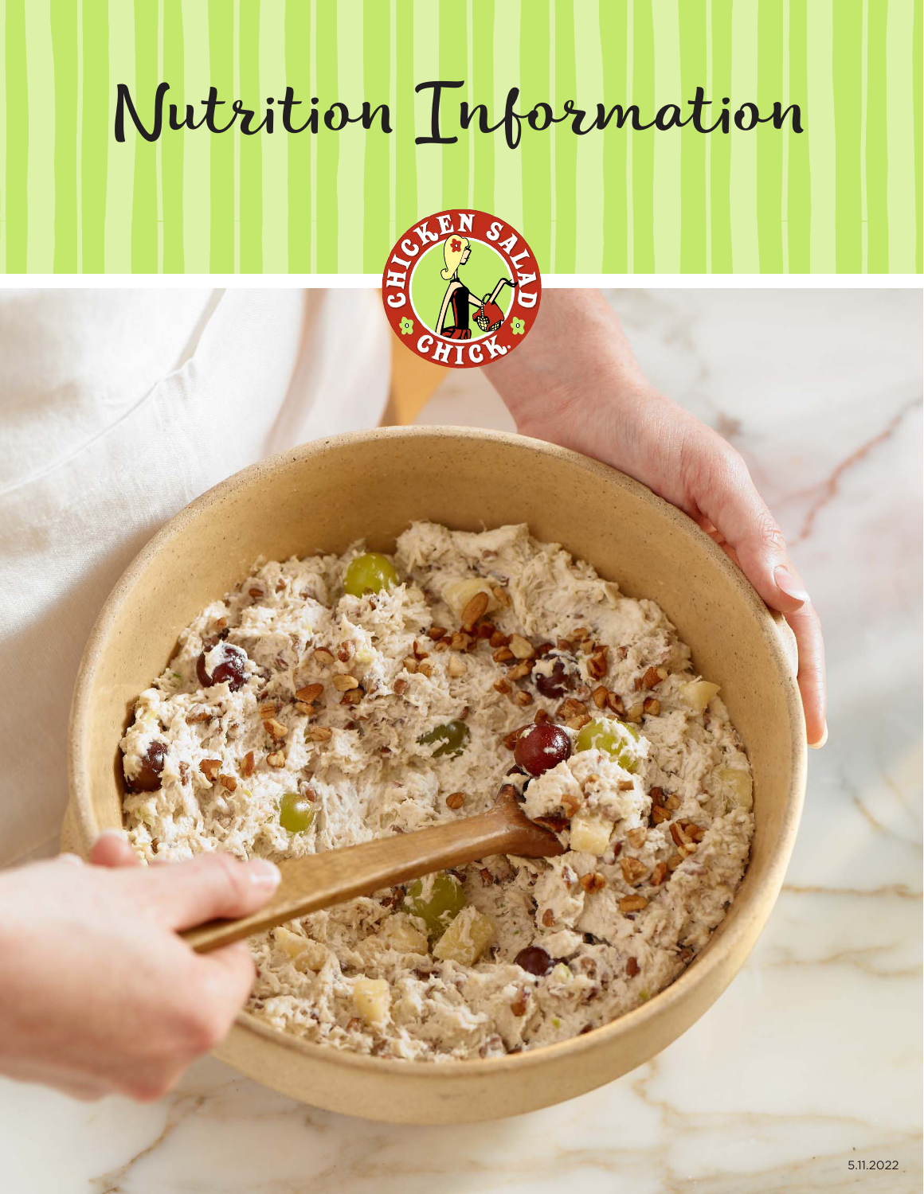# Nutrition Information

CHICKEN SALAD CHICK

5.11.2022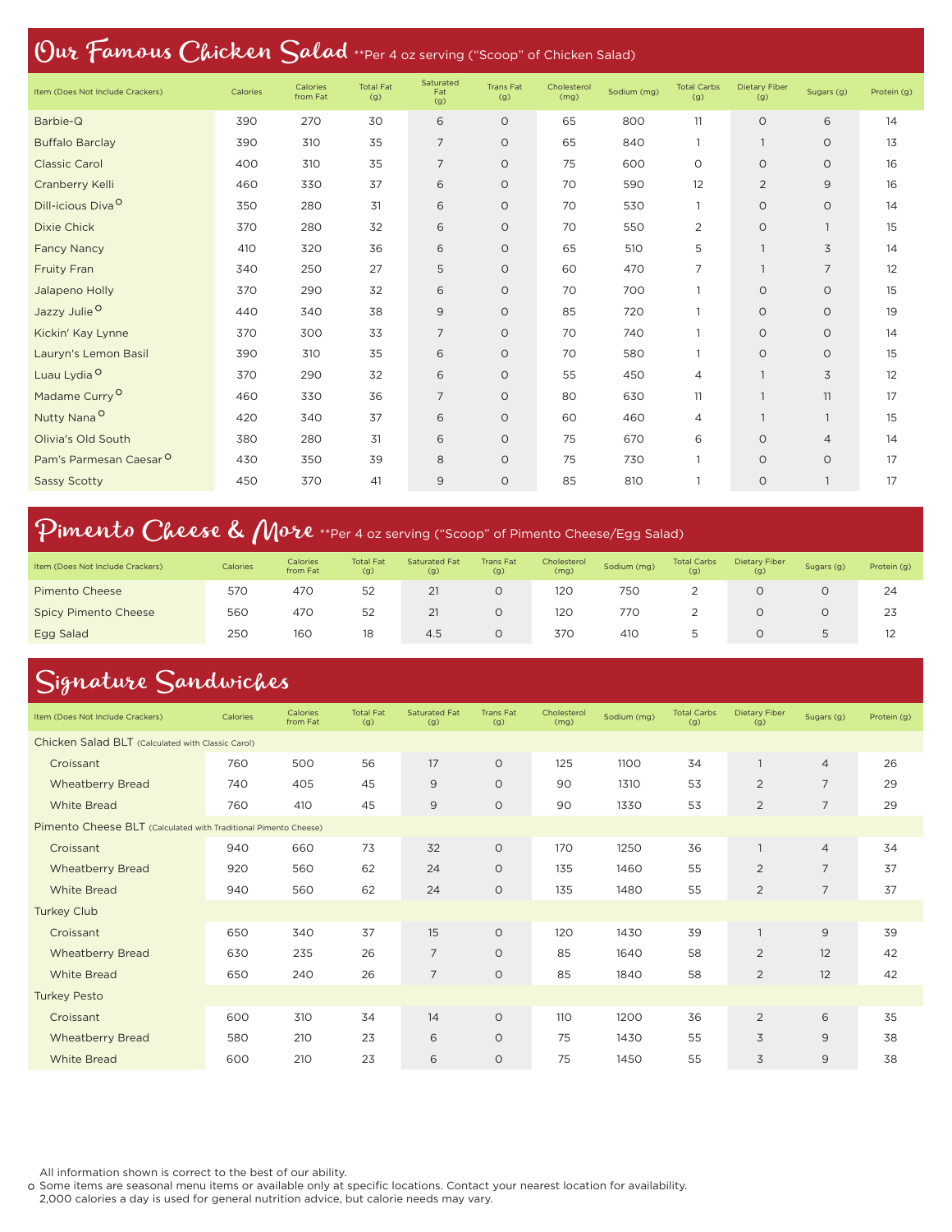## Our Famous Chicken Salad **Per 4 oz serving ("Scoop" of Chicken Salad)

| Item (Does Not Include Crackers) | Calories | Calories from Fat | Total Fat (g) | Saturated Fat (g) | Trans Fat (g) | Cholesterol (mg) | Sodium (mg) | Total Carbs (g) | Dietary Fiber (g) | Sugars (g) | Protein (g) |
|---|---|---|---|---|---|---|---|---|---|---|---|
| Barbie-Q | 390 | 270 | 30 | 6 | 0 | 65 | 800 | 11 | 0 | 6 | 14 |
| Buffalo Barclay | 390 | 310 | 35 | 7 | 0 | 65 | 840 | 1 | 1 | 0 | 13 |
| Classic Carol | 400 | 310 | 35 | 7 | 0 | 75 | 600 | 0 | 0 | 0 | 16 |
| Cranberry Kelli | 460 | 330 | 37 | 6 | 0 | 70 | 590 | 12 | 2 | 9 | 16 |
| Dill-icious Diva° | 350 | 280 | 31 | 6 | 0 | 70 | 530 | 1 | 0 | 0 | 14 |
| Dixie Chick | 370 | 280 | 32 | 6 | 0 | 70 | 550 | 2 | 0 | 1 | 15 |
| Fancy Nancy | 410 | 320 | 36 | 6 | 0 | 65 | 510 | 5 | 1 | 3 | 14 |
| Fruity Fran | 340 | 250 | 27 | 5 | 0 | 60 | 470 | 7 | 1 | 7 | 12 |
| Jalapeno Holly | 370 | 290 | 32 | 6 | 0 | 70 | 700 | 1 | 0 | 0 | 15 |
| Jazzy Julie° | 440 | 340 | 38 | 9 | 0 | 85 | 720 | 1 | 0 | 0 | 19 |
| Kickin' Kay Lynne | 370 | 300 | 33 | 7 | 0 | 70 | 740 | 1 | 0 | 0 | 14 |
| Lauryn's Lemon Basil | 390 | 310 | 35 | 6 | 0 | 70 | 580 | 1 | 0 | 0 | 15 |
| Luau Lydia° | 370 | 290 | 32 | 6 | 0 | 55 | 450 | 4 | 1 | 3 | 12 |
| Madame Curry° | 460 | 330 | 36 | 7 | 0 | 80 | 630 | 11 | 1 | 11 | 17 |
| Nutty Nana° | 420 | 340 | 37 | 6 | 0 | 60 | 460 | 4 | 1 | 1 | 15 |
| Olivia's Old South | 380 | 280 | 31 | 6 | 0 | 75 | 670 | 6 | 0 | 4 | 14 |
| Pam's Parmesan Caesar° | 430 | 350 | 39 | 8 | 0 | 75 | 730 | 1 | 0 | 0 | 17 |
| Sassy Scotty | 450 | 370 | 41 | 9 | 0 | 85 | 810 | 1 | 0 | 1 | 17 |

## Pimento Cheese & More **Per 4 oz serving ("Scoop" of Pimento Cheese/Egg Salad)

| Item (Does Not Include Crackers) | Calories | Calories from Fat | Total Fat (g) | Saturated Fat (g) | Trans Fat (g) | Cholesterol (mg) | Sodium (mg) | Total Carbs (g) | Dietary Fiber (g) | Sugars (g) | Protein (g) |
|---|---|---|---|---|---|---|---|---|---|---|---|
| Pimento Cheese | 570 | 470 | 52 | 21 | 0 | 120 | 750 | 2 | 0 | 0 | 24 |
| Spicy Pimento Cheese | 560 | 470 | 52 | 21 | 0 | 120 | 770 | 2 | 0 | 0 | 23 |
| Egg Salad | 250 | 160 | 18 | 4.5 | 0 | 370 | 410 | 5 | 0 | 5 | 12 |

## Signature Sandwiches

| Item (Does Not Include Crackers) | Calories | Calories from Fat | Total Fat (g) | Saturated Fat (g) | Trans Fat (g) | Cholesterol (mg) | Sodium (mg) | Total Carbs (g) | Dietary Fiber (g) | Sugars (g) | Protein (g) |
|---|---|---|---|---|---|---|---|---|---|---|---|
| **Chicken Salad BLT** (Calculated with Classic Carol) | | | | | | | | | | | |
| Croissant | 760 | 500 | 56 | 17 | 0 | 125 | 1100 | 34 | 1 | 4 | 26 |
| Wheatberry Bread | 740 | 405 | 45 | 9 | 0 | 90 | 1310 | 53 | 2 | 7 | 29 |
| White Bread | 760 | 410 | 45 | 9 | 0 | 90 | 1330 | 53 | 2 | 7 | 29 |
| **Pimento Cheese BLT** (Calculated with Traditional Pimento Cheese) | | | | | | | | | | | |
| Croissant | 940 | 660 | 73 | 32 | 0 | 170 | 1250 | 36 | 1 | 4 | 34 |
| Wheatberry Bread | 920 | 560 | 62 | 24 | 0 | 135 | 1460 | 55 | 2 | 7 | 37 |
| White Bread | 940 | 560 | 62 | 24 | 0 | 135 | 1480 | 55 | 2 | 7 | 37 |
| **Turkey Club** | | | | | | | | | | | |
| Croissant | 650 | 340 | 37 | 15 | 0 | 120 | 1430 | 39 | 1 | 9 | 39 |
| Wheatberry Bread | 630 | 235 | 26 | 7 | 0 | 85 | 1640 | 58 | 2 | 12 | 42 |
| White Bread | 650 | 240 | 26 | 7 | 0 | 85 | 1840 | 58 | 2 | 12 | 42 |
| **Turkey Pesto** | | | | | | | | | | | |
| Croissant | 600 | 310 | 34 | 14 | 0 | 110 | 1200 | 36 | 2 | 6 | 35 |
| Wheatberry Bread | 580 | 210 | 23 | 6 | 0 | 75 | 1430 | 55 | 3 | 9 | 38 |
| White Bread | 600 | 210 | 23 | 6 | 0 | 75 | 1450 | 55 | 3 | 9 | 38 |

All information shown is correct to the best of our ability.
° Some items are seasonal menu items or available only at specific locations. Contact your nearest location for availability.
2,000 calories a day is used for general nutrition advice, but calorie needs may vary.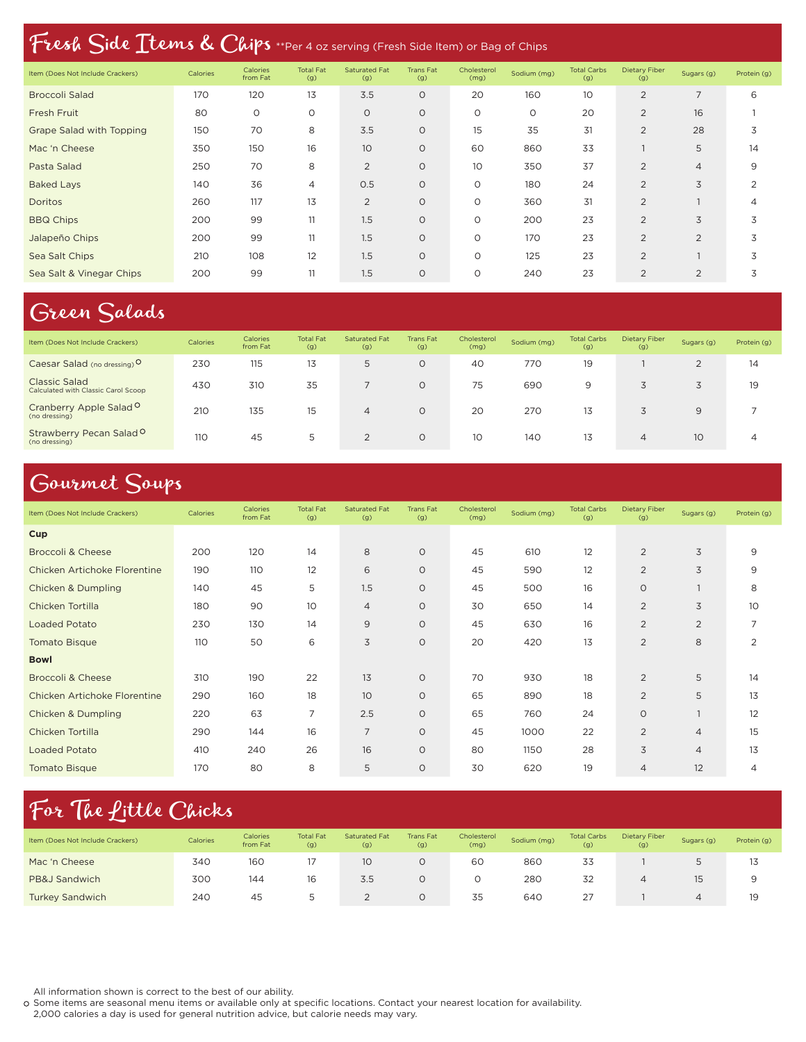## Fresh Side Items & Chips **Per 4 oz serving (Fresh Side Item) or Bag of Chips

| Item (Does Not Include Crackers) | Calories | Calories from Fat | Total Fat (g) | Saturated Fat (g) | Trans Fat (g) | Cholesterol (mg) | Sodium (mg) | Total Carbs (g) | Dietary Fiber (g) | Sugars (g) | Protein (g) |
|---|---|---|---|---|---|---|---|---|---|---|---|
| Broccoli Salad | 170 | 120 | 13 | 3.5 | 0 | 20 | 160 | 10 | 2 | 7 | 6 |
| Fresh Fruit | 80 | 0 | 0 | 0 | 0 | 0 | 0 | 20 | 2 | 16 | 1 |
| Grape Salad with Topping | 150 | 70 | 8 | 3.5 | 0 | 15 | 35 | 31 | 2 | 28 | 3 |
| Mac 'n Cheese | 350 | 150 | 16 | 10 | 0 | 60 | 860 | 33 | 1 | 5 | 14 |
| Pasta Salad | 250 | 70 | 8 | 2 | 0 | 10 | 350 | 37 | 2 | 4 | 9 |
| Baked Lays | 140 | 36 | 4 | 0.5 | 0 | 0 | 180 | 24 | 2 | 3 | 2 |
| Doritos | 260 | 117 | 13 | 2 | 0 | 0 | 360 | 31 | 2 | 1 | 4 |
| BBQ Chips | 200 | 99 | 11 | 1.5 | 0 | 0 | 200 | 23 | 2 | 3 | 3 |
| Jalapeño Chips | 200 | 99 | 11 | 1.5 | 0 | 0 | 170 | 23 | 2 | 2 | 3 |
| Sea Salt Chips | 210 | 108 | 12 | 1.5 | 0 | 0 | 125 | 23 | 2 | 1 | 3 |
| Sea Salt & Vinegar Chips | 200 | 99 | 11 | 1.5 | 0 | 0 | 240 | 23 | 2 | 2 | 3 |

## Green Salads

| Item (Does Not Include Crackers) | Calories | Calories from Fat | Total Fat (g) | Saturated Fat (g) | Trans Fat (g) | Cholesterol (mg) | Sodium (mg) | Total Carbs (g) | Dietary Fiber (g) | Sugars (g) | Protein (g) |
|---|---|---|---|---|---|---|---|---|---|---|---|
| Caesar Salad (no dressing) ○ | 230 | 115 | 13 | 5 | 0 | 40 | 770 | 19 | 1 | 2 | 14 |
| Classic Salad Calculated with Classic Carol Scoop | 430 | 310 | 35 | 7 | 0 | 75 | 690 | 9 | 3 | 3 | 19 |
| Cranberry Apple Salad ○ (no dressing) | 210 | 135 | 15 | 4 | 0 | 20 | 270 | 13 | 3 | 9 | 7 |
| Strawberry Pecan Salad ○ (no dressing) | 110 | 45 | 5 | 2 | 0 | 10 | 140 | 13 | 4 | 10 | 4 |

## Gourmet Soups

| Item (Does Not Include Crackers) | Calories | Calories from Fat | Total Fat (g) | Saturated Fat (g) | Trans Fat (g) | Cholesterol (mg) | Sodium (mg) | Total Carbs (g) | Dietary Fiber (g) | Sugars (g) | Protein (g) |
|---|---|---|---|---|---|---|---|---|---|---|---|
| **Cup** | | | | | | | | | | | |
| Broccoli & Cheese | 200 | 120 | 14 | 8 | 0 | 45 | 610 | 12 | 2 | 3 | 9 |
| Chicken Artichoke Florentine | 190 | 110 | 12 | 6 | 0 | 45 | 590 | 12 | 2 | 3 | 9 |
| Chicken & Dumpling | 140 | 45 | 5 | 1.5 | 0 | 45 | 500 | 16 | 0 | 1 | 8 |
| Chicken Tortilla | 180 | 90 | 10 | 4 | 0 | 30 | 650 | 14 | 2 | 3 | 10 |
| Loaded Potato | 230 | 130 | 14 | 9 | 0 | 45 | 630 | 16 | 2 | 2 | 7 |
| Tomato Bisque | 110 | 50 | 6 | 3 | 0 | 20 | 420 | 13 | 2 | 8 | 2 |
| **Bowl** | | | | | | | | | | | |
| Broccoli & Cheese | 310 | 190 | 22 | 13 | 0 | 70 | 930 | 18 | 2 | 5 | 14 |
| Chicken Artichoke Florentine | 290 | 160 | 18 | 10 | 0 | 65 | 890 | 18 | 2 | 5 | 13 |
| Chicken & Dumpling | 220 | 63 | 7 | 2.5 | 0 | 65 | 760 | 24 | 0 | 1 | 12 |
| Chicken Tortilla | 290 | 144 | 16 | 7 | 0 | 45 | 1000 | 22 | 2 | 4 | 15 |
| Loaded Potato | 410 | 240 | 26 | 16 | 0 | 80 | 1150 | 28 | 3 | 4 | 13 |
| Tomato Bisque | 170 | 80 | 8 | 5 | 0 | 30 | 620 | 19 | 4 | 12 | 4 |

## For The Little Chicks

| Item (Does Not Include Crackers) | Calories | Calories from Fat | Total Fat (g) | Saturated Fat (g) | Trans Fat (g) | Cholesterol (mg) | Sodium (mg) | Total Carbs (g) | Dietary Fiber (g) | Sugars (g) | Protein (g) |
|---|---|---|---|---|---|---|---|---|---|---|---|
| Mac 'n Cheese | 340 | 160 | 17 | 10 | 0 | 60 | 860 | 33 | 1 | 5 | 13 |
| PB&J Sandwich | 300 | 144 | 16 | 3.5 | 0 | 0 | 280 | 32 | 4 | 15 | 9 |
| Turkey Sandwich | 240 | 45 | 5 | 2 | 0 | 35 | 640 | 27 | 1 | 4 | 19 |

All information shown is correct to the best of our ability.
○ Some items are seasonal menu items or available only at specific locations. Contact your nearest location for availability.
2,000 calories a day is used for general nutrition advice, but calorie needs may vary.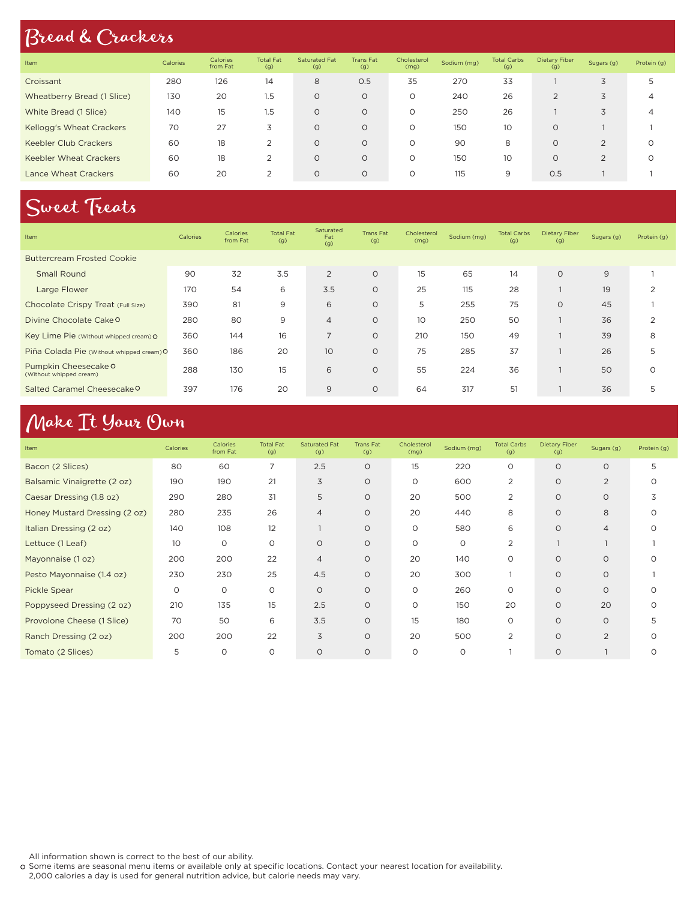## Bread & Crackers

| Item | Calories | Calories from Fat | Total Fat (g) | Saturated Fat (g) | Trans Fat (g) | Cholesterol (mg) | Sodium (mg) | Total Carbs (g) | Dietary Fiber (g) | Sugars (g) | Protein (g) |
|---|---|---|---|---|---|---|---|---|---|---|---|
| Croissant | 280 | 126 | 14 | 8 | 0.5 | 35 | 270 | 33 | 1 | 3 | 5 |
| Wheatberry Bread (1 Slice) | 130 | 20 | 1.5 | 0 | 0 | 0 | 240 | 26 | 2 | 3 | 4 |
| White Bread (1 Slice) | 140 | 15 | 1.5 | 0 | 0 | 0 | 250 | 26 | 1 | 3 | 4 |
| Kellogg's Wheat Crackers | 70 | 27 | 3 | 0 | 0 | 0 | 150 | 10 | 0 | 1 | 1 |
| Keebler Club Crackers | 60 | 18 | 2 | 0 | 0 | 0 | 90 | 8 | 0 | 2 | 0 |
| Keebler Wheat Crackers | 60 | 18 | 2 | 0 | 0 | 0 | 150 | 10 | 0 | 2 | 0 |
| Lance Wheat Crackers | 60 | 20 | 2 | 0 | 0 | 0 | 115 | 9 | 0.5 | 1 | 1 |

## Sweet Treats

| Item | Calories | Calories from Fat | Total Fat (g) | Saturated Fat (g) | Trans Fat (g) | Cholesterol (mg) | Sodium (mg) | Total Carbs (g) | Dietary Fiber (g) | Sugars (g) | Protein (g) |
|---|---|---|---|---|---|---|---|---|---|---|---|
| Buttercream Frosted Cookie | | | | | | | | | | | |
| Small Round | 90 | 32 | 3.5 | 2 | 0 | 15 | 65 | 14 | 0 | 9 | 1 |
| Large Flower | 170 | 54 | 6 | 3.5 | 0 | 25 | 115 | 28 | 1 | 19 | 2 |
| Chocolate Crispy Treat (Full Size) | 390 | 81 | 9 | 6 | 0 | 5 | 255 | 75 | 0 | 45 | 1 |
| Divine Chocolate Cake ○ | 280 | 80 | 9 | 4 | 0 | 10 | 250 | 50 | 1 | 36 | 2 |
| Key Lime Pie (Without whipped cream) ○ | 360 | 144 | 16 | 7 | 0 | 210 | 150 | 49 | 1 | 39 | 8 |
| Piña Colada Pie (Without whipped cream) ○ | 360 | 186 | 20 | 10 | 0 | 75 | 285 | 37 | 1 | 26 | 5 |
| Pumpkin Cheesecake ○ (Without whipped cream) | 288 | 130 | 15 | 6 | 0 | 55 | 224 | 36 | 1 | 50 | 0 |
| Salted Caramel Cheesecake ○ | 397 | 176 | 20 | 9 | 0 | 64 | 317 | 51 | 1 | 36 | 5 |

## Make It Your Own

| Item | Calories | Calories from Fat | Total Fat (g) | Saturated Fat (g) | Trans Fat (g) | Cholesterol (mg) | Sodium (mg) | Total Carbs (g) | Dietary Fiber (g) | Sugars (g) | Protein (g) |
|---|---|---|---|---|---|---|---|---|---|---|---|
| Bacon (2 Slices) | 80 | 60 | 7 | 2.5 | 0 | 15 | 220 | 0 | 0 | 0 | 5 |
| Balsamic Vinaigrette (2 oz) | 190 | 190 | 21 | 3 | 0 | 0 | 600 | 2 | 0 | 2 | 0 |
| Caesar Dressing (1.8 oz) | 290 | 280 | 31 | 5 | 0 | 20 | 500 | 2 | 0 | 0 | 3 |
| Honey Mustard Dressing (2 oz) | 280 | 235 | 26 | 4 | 0 | 20 | 440 | 8 | 0 | 8 | 0 |
| Italian Dressing (2 oz) | 140 | 108 | 12 | 1 | 0 | 0 | 580 | 6 | 0 | 4 | 0 |
| Lettuce (1 Leaf) | 10 | 0 | 0 | 0 | 0 | 0 | 0 | 2 | 1 | 1 | 1 |
| Mayonnaise (1 oz) | 200 | 200 | 22 | 4 | 0 | 20 | 140 | 0 | 0 | 0 | 0 |
| Pesto Mayonnaise (1.4 oz) | 230 | 230 | 25 | 4.5 | 0 | 20 | 300 | 1 | 0 | 0 | 1 |
| Pickle Spear | 0 | 0 | 0 | 0 | 0 | 0 | 260 | 0 | 0 | 0 | 0 |
| Poppyseed Dressing (2 oz) | 210 | 135 | 15 | 2.5 | 0 | 0 | 150 | 20 | 0 | 20 | 0 |
| Provolone Cheese (1 Slice) | 70 | 50 | 6 | 3.5 | 0 | 15 | 180 | 0 | 0 | 0 | 5 |
| Ranch Dressing (2 oz) | 200 | 200 | 22 | 3 | 0 | 20 | 500 | 2 | 0 | 2 | 0 |
| Tomato (2 Slices) | 5 | 0 | 0 | 0 | 0 | 0 | 0 | 1 | 0 | 1 | 0 |

All information shown is correct to the best of our ability.
○ Some items are seasonal menu items or available only at specific locations. Contact your nearest location for availability.
2,000 calories a day is used for general nutrition advice, but calorie needs may vary.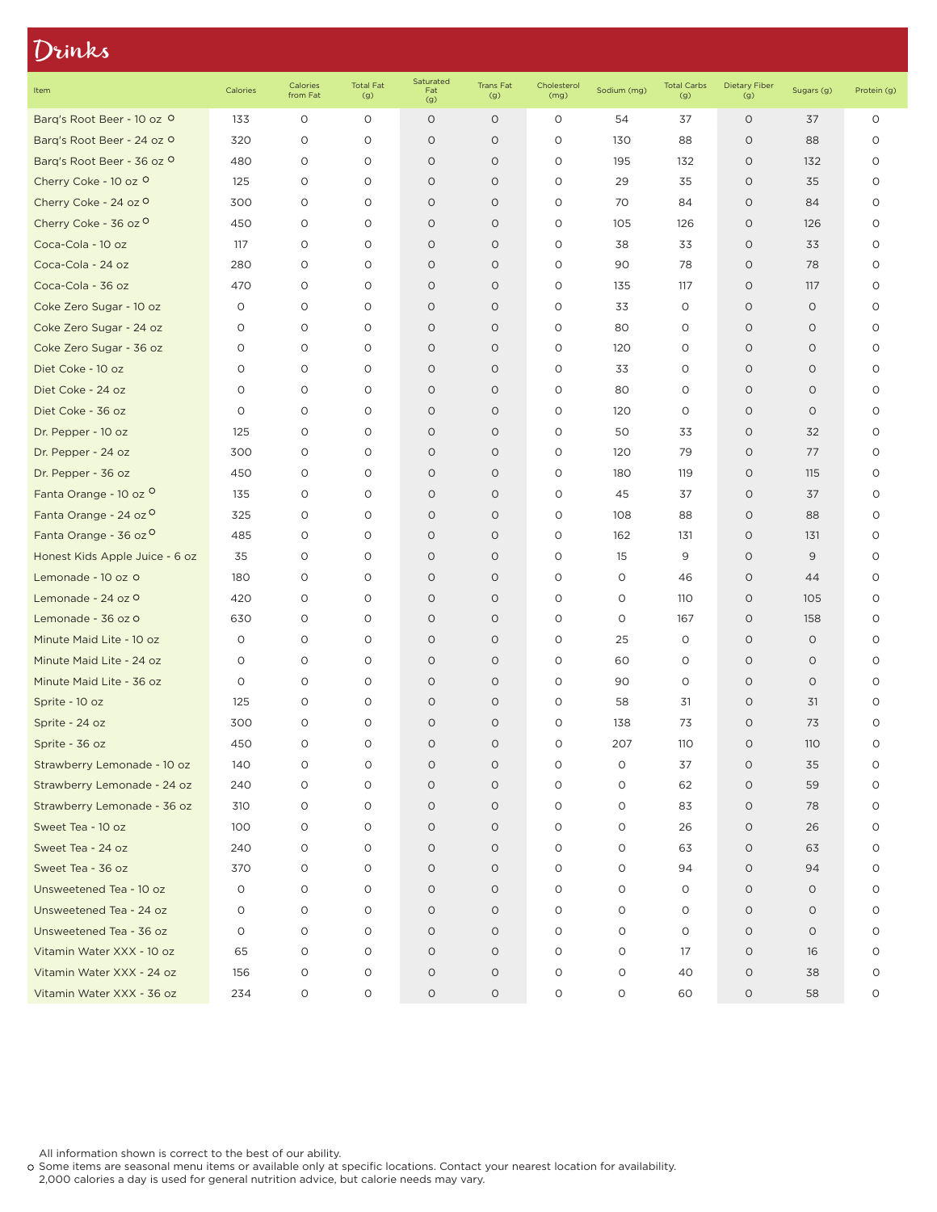# Drinks

| Item | Calories | Calories from Fat | Total Fat (g) | Saturated Fat (g) | Trans Fat (g) | Cholesterol (mg) | Sodium (mg) | Total Carbs (g) | Dietary Fiber (g) | Sugars (g) | Protein (g) |
|---|---|---|---|---|---|---|---|---|---|---|---|
| Barq's Root Beer - 10 oz o | 133 | 0 | 0 | 0 | 0 | 0 | 54 | 37 | 0 | 37 | 0 |
| Barq's Root Beer - 24 oz o | 320 | 0 | 0 | 0 | 0 | 0 | 130 | 88 | 0 | 88 | 0 |
| Barq's Root Beer - 36 oz o | 480 | 0 | 0 | 0 | 0 | 0 | 195 | 132 | 0 | 132 | 0 |
| Cherry Coke - 10 oz o | 125 | 0 | 0 | 0 | 0 | 0 | 29 | 35 | 0 | 35 | 0 |
| Cherry Coke - 24 oz o | 300 | 0 | 0 | 0 | 0 | 0 | 70 | 84 | 0 | 84 | 0 |
| Cherry Coke - 36 oz o | 450 | 0 | 0 | 0 | 0 | 0 | 105 | 126 | 0 | 126 | 0 |
| Coca-Cola - 10 oz | 117 | 0 | 0 | 0 | 0 | 0 | 38 | 33 | 0 | 33 | 0 |
| Coca-Cola - 24 oz | 280 | 0 | 0 | 0 | 0 | 0 | 90 | 78 | 0 | 78 | 0 |
| Coca-Cola - 36 oz | 470 | 0 | 0 | 0 | 0 | 0 | 135 | 117 | 0 | 117 | 0 |
| Coke Zero Sugar - 10 oz | 0 | 0 | 0 | 0 | 0 | 0 | 33 | 0 | 0 | 0 | 0 |
| Coke Zero Sugar - 24 oz | 0 | 0 | 0 | 0 | 0 | 0 | 80 | 0 | 0 | 0 | 0 |
| Coke Zero Sugar - 36 oz | 0 | 0 | 0 | 0 | 0 | 0 | 120 | 0 | 0 | 0 | 0 |
| Diet Coke - 10 oz | 0 | 0 | 0 | 0 | 0 | 0 | 33 | 0 | 0 | 0 | 0 |
| Diet Coke - 24 oz | 0 | 0 | 0 | 0 | 0 | 0 | 80 | 0 | 0 | 0 | 0 |
| Diet Coke - 36 oz | 0 | 0 | 0 | 0 | 0 | 0 | 120 | 0 | 0 | 0 | 0 |
| Dr. Pepper - 10 oz | 125 | 0 | 0 | 0 | 0 | 0 | 50 | 33 | 0 | 32 | 0 |
| Dr. Pepper - 24 oz | 300 | 0 | 0 | 0 | 0 | 0 | 120 | 79 | 0 | 77 | 0 |
| Dr. Pepper - 36 oz | 450 | 0 | 0 | 0 | 0 | 0 | 180 | 119 | 0 | 115 | 0 |
| Fanta Orange - 10 oz o | 135 | 0 | 0 | 0 | 0 | 0 | 45 | 37 | 0 | 37 | 0 |
| Fanta Orange - 24 oz o | 325 | 0 | 0 | 0 | 0 | 0 | 108 | 88 | 0 | 88 | 0 |
| Fanta Orange - 36 oz o | 485 | 0 | 0 | 0 | 0 | 0 | 162 | 131 | 0 | 131 | 0 |
| Honest Kids Apple Juice - 6 oz | 35 | 0 | 0 | 0 | 0 | 0 | 15 | 9 | 0 | 9 | 0 |
| Lemonade - 10 oz o | 180 | 0 | 0 | 0 | 0 | 0 | 0 | 46 | 0 | 44 | 0 |
| Lemonade - 24 oz o | 420 | 0 | 0 | 0 | 0 | 0 | 0 | 110 | 0 | 105 | 0 |
| Lemonade - 36 oz o | 630 | 0 | 0 | 0 | 0 | 0 | 0 | 167 | 0 | 158 | 0 |
| Minute Maid Lite - 10 oz | 0 | 0 | 0 | 0 | 0 | 0 | 25 | 0 | 0 | 0 | 0 |
| Minute Maid Lite - 24 oz | 0 | 0 | 0 | 0 | 0 | 0 | 60 | 0 | 0 | 0 | 0 |
| Minute Maid Lite - 36 oz | 0 | 0 | 0 | 0 | 0 | 0 | 90 | 0 | 0 | 0 | 0 |
| Sprite - 10 oz | 125 | 0 | 0 | 0 | 0 | 0 | 58 | 31 | 0 | 31 | 0 |
| Sprite - 24 oz | 300 | 0 | 0 | 0 | 0 | 0 | 138 | 73 | 0 | 73 | 0 |
| Sprite - 36 oz | 450 | 0 | 0 | 0 | 0 | 0 | 207 | 110 | 0 | 110 | 0 |
| Strawberry Lemonade - 10 oz | 140 | 0 | 0 | 0 | 0 | 0 | 0 | 37 | 0 | 35 | 0 |
| Strawberry Lemonade - 24 oz | 240 | 0 | 0 | 0 | 0 | 0 | 0 | 62 | 0 | 59 | 0 |
| Strawberry Lemonade - 36 oz | 310 | 0 | 0 | 0 | 0 | 0 | 0 | 83 | 0 | 78 | 0 |
| Sweet Tea - 10 oz | 100 | 0 | 0 | 0 | 0 | 0 | 0 | 26 | 0 | 26 | 0 |
| Sweet Tea - 24 oz | 240 | 0 | 0 | 0 | 0 | 0 | 0 | 63 | 0 | 63 | 0 |
| Sweet Tea - 36 oz | 370 | 0 | 0 | 0 | 0 | 0 | 0 | 94 | 0 | 94 | 0 |
| Unsweetened Tea - 10 oz | 0 | 0 | 0 | 0 | 0 | 0 | 0 | 0 | 0 | 0 | 0 |
| Unsweetened Tea - 24 oz | 0 | 0 | 0 | 0 | 0 | 0 | 0 | 0 | 0 | 0 | 0 |
| Unsweetened Tea - 36 oz | 0 | 0 | 0 | 0 | 0 | 0 | 0 | 0 | 0 | 0 | 0 |
| Vitamin Water XXX - 10 oz | 65 | 0 | 0 | 0 | 0 | 0 | 0 | 17 | 0 | 16 | 0 |
| Vitamin Water XXX - 24 oz | 156 | 0 | 0 | 0 | 0 | 0 | 0 | 40 | 0 | 38 | 0 |
| Vitamin Water XXX - 36 oz | 234 | 0 | 0 | 0 | 0 | 0 | 0 | 60 | 0 | 58 | 0 |

All information shown is correct to the best of our ability.

o Some items are seasonal menu items or available only at specific locations. Contact your nearest location for availability.

2,000 calories a day is used for general nutrition advice, but calorie needs may vary.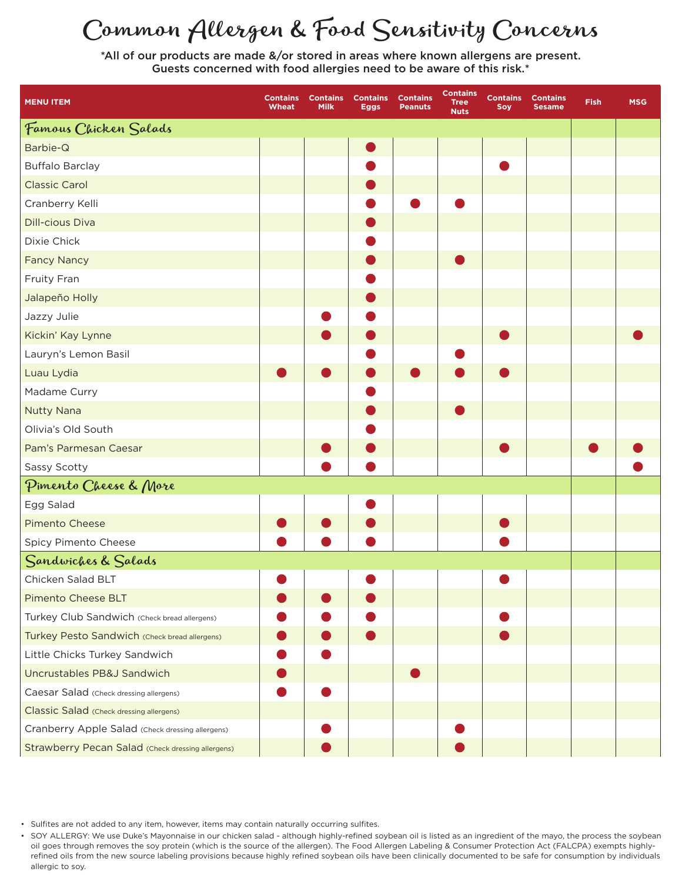# Common Allergen & Food Sensitivity Concerns

*All of our products are made &/or stored in areas where known allergens are present. Guests concerned with food allergies need to be aware of this risk.*

| MENU ITEM | Contains Wheat | Contains Milk | Contains Eggs | Contains Peanuts | Contains Tree Nuts | Contains Soy | Contains Sesame | Fish | MSG |
|---|---|---|---|---|---|---|---|---|---|
| **Famous Chicken Salads** | | | | | | | | | |
| Barbie-Q | | | ● | | | | | | |
| Buffalo Barclay | | | ● | | | ● | | | |
| Classic Carol | | | ● | | | | | | |
| Cranberry Kelli | | | ● | ● | ● | | | | |
| Dill-cious Diva | | | ● | | | | | | |
| Dixie Chick | | | ● | | | | | | |
| Fancy Nancy | | | ● | | ● | | | | |
| Fruity Fran | | | ● | | | | | | |
| Jalapeño Holly | | | ● | | | | | | |
| Jazzy Julie | | ● | ● | | | | | | |
| Kickin' Kay Lynne | | ● | ● | | | ● | | | ● |
| Lauryn's Lemon Basil | | | ● | | ● | | | | |
| Luau Lydia | ● | ● | ● | ● | ● | ● | | | |
| Madame Curry | | | ● | | | | | | |
| Nutty Nana | | | ● | | ● | | | | |
| Olivia's Old South | | | ● | | | | | | |
| Pam's Parmesan Caesar | | ● | ● | | | ● | | ● | ● |
| Sassy Scotty | | ● | ● | | | | | | ● |
| **Pimento Cheese & More** | | | | | | | | | |
| Egg Salad | | | ● | | | | | | |
| Pimento Cheese | ● | ● | ● | | | ● | | | |
| Spicy Pimento Cheese | ● | ● | ● | | | ● | | | |
| **Sandwiches & Salads** | | | | | | | | | |
| Chicken Salad BLT | ● | | ● | | | ● | | | |
| Pimento Cheese BLT | ● | ● | ● | | | | | | |
| Turkey Club Sandwich (Check bread allergens) | ● | ● | ● | | | ● | | | |
| Turkey Pesto Sandwich (Check bread allergens) | ● | ● | ● | | | ● | | | |
| Little Chicks Turkey Sandwich | ● | ● | | | | | | | |
| Uncrustables PB&J Sandwich | ● | | | ● | | | | | |
| Caesar Salad (Check dressing allergens) | ● | ● | | | | | | | |
| Classic Salad (Check dressing allergens) | | | | | | | | | |
| Cranberry Apple Salad (Check dressing allergens) | | ● | | | ● | | | | |
| Strawberry Pecan Salad (Check dressing allergens) | | ● | | | ● | | | | |

- Sulfites are not added to any item, however, items may contain naturally occurring sulfites.
- SOY ALLERGY: We use Duke's Mayonnaise in our chicken salad - although highly-refined soybean oil is listed as an ingredient of the mayo, the process the soybean oil goes through removes the soy protein (which is the source of the allergen). The Food Allergen Labeling & Consumer Protection Act (FALCPA) exempts highly-refined oils from the new source labeling provisions because highly refined soybean oils have been clinically documented to be safe for consumption by individuals allergic to soy.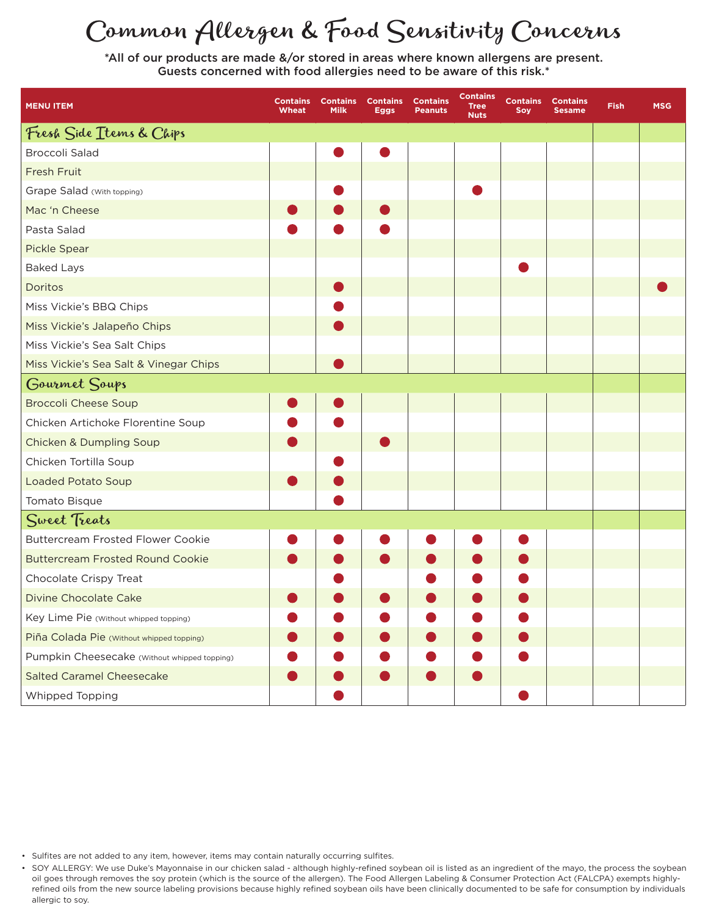# Common Allergen & Food Sensitivity Concerns

*All of our products are made &/or stored in areas where known allergens are present. Guests concerned with food allergies need to be aware of this risk.*

| MENU ITEM | Contains Wheat | Contains Milk | Contains Eggs | Contains Peanuts | Contains Tree Nuts | Contains Soy | Contains Sesame | Fish | MSG |
|---|---|---|---|---|---|---|---|---|---|
| **Fresh Side Items & Chips** | | | | | | | | | |
| Broccoli Salad | | ● | ● | | | | | | |
| Fresh Fruit | | | | | | | | | |
| Grape Salad (With topping) | | ● | | | ● | | | | |
| Mac 'n Cheese | ● | ● | ● | | | | | | |
| Pasta Salad | ● | ● | ● | | | | | | |
| Pickle Spear | | | | | | | | | |
| Baked Lays | | | | | | ● | | | |
| Doritos | | ● | | | | | | | ● |
| Miss Vickie's BBQ Chips | | ● | | | | | | | |
| Miss Vickie's Jalapeño Chips | | ● | | | | | | | |
| Miss Vickie's Sea Salt Chips | | | | | | | | | |
| Miss Vickie's Sea Salt & Vinegar Chips | | ● | | | | | | | |
| **Gourmet Soups** | | | | | | | | | |
| Broccoli Cheese Soup | ● | ● | | | | | | | |
| Chicken Artichoke Florentine Soup | ● | ● | | | | | | | |
| Chicken & Dumpling Soup | ● | | ● | | | | | | |
| Chicken Tortilla Soup | | ● | | | | | | | |
| Loaded Potato Soup | ● | ● | | | | | | | |
| Tomato Bisque | | ● | | | | | | | |
| **Sweet Treats** | | | | | | | | | |
| Buttercream Frosted Flower Cookie | ● | ● | ● | ● | ● | ● | | | |
| Buttercream Frosted Round Cookie | ● | ● | ● | ● | ● | ● | | | |
| Chocolate Crispy Treat | | ● | | ● | ● | ● | | | |
| Divine Chocolate Cake | ● | ● | ● | ● | ● | ● | | | |
| Key Lime Pie (Without whipped topping) | ● | ● | ● | ● | ● | ● | | | |
| Piña Colada Pie (Without whipped topping) | ● | ● | ● | ● | ● | ● | | | |
| Pumpkin Cheesecake (Without whipped topping) | ● | ● | ● | ● | ● | ● | | | |
| Salted Caramel Cheesecake | ● | ● | ● | ● | ● | | | | |
| Whipped Topping | | ● | | | | ● | | | |

- Sulfites are not added to any item, however, items may contain naturally occurring sulfites.
- SOY ALLERGY: We use Duke's Mayonnaise in our chicken salad - although highly-refined soybean oil is listed as an ingredient of the mayo, the process the soybean oil goes through removes the soy protein (which is the source of the allergen). The Food Allergen Labeling & Consumer Protection Act (FALCPA) exempts highly-refined oils from the new source labeling provisions because highly refined soybean oils have been clinically documented to be safe for consumption by individuals allergic to soy.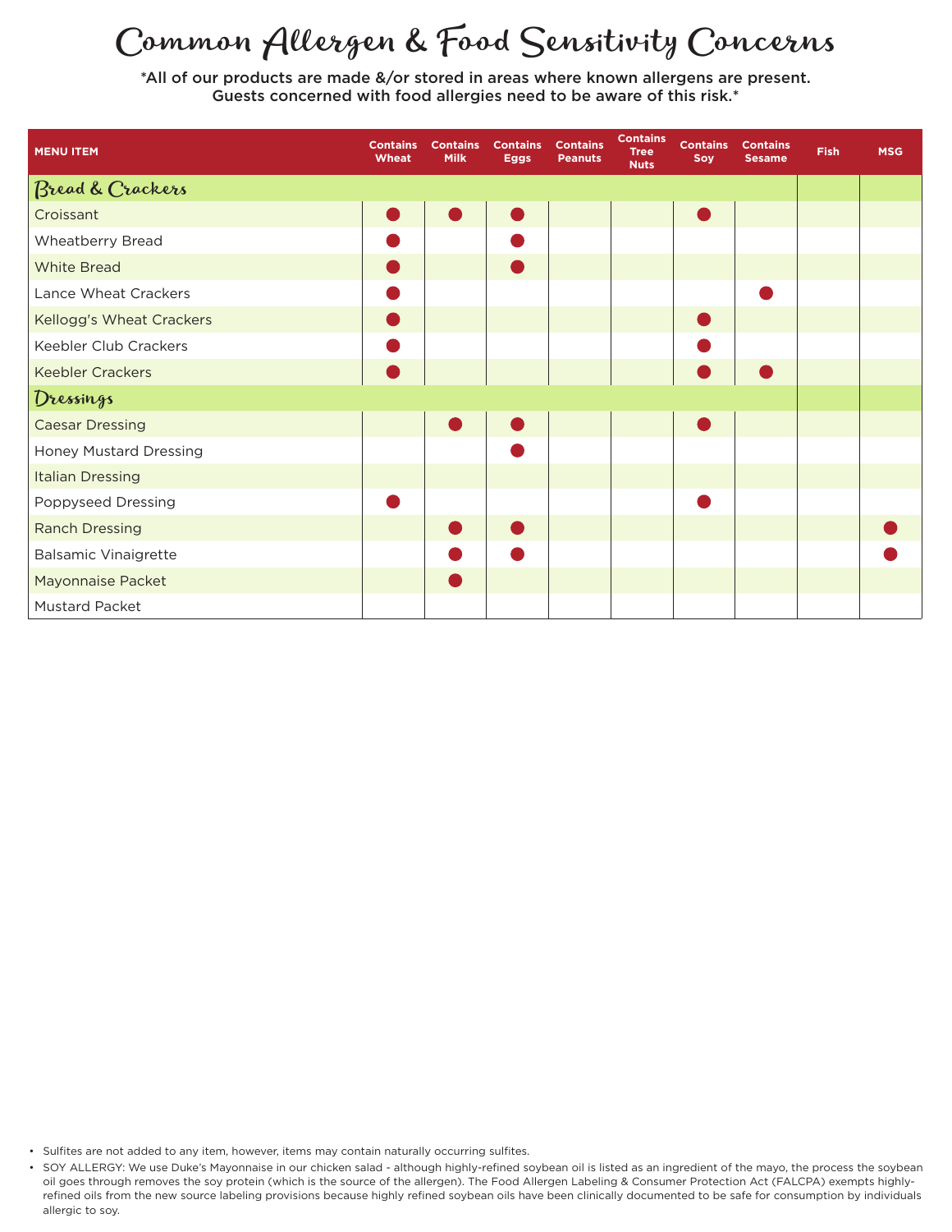# Common Allergen & Food Sensitivity Concerns

*All of our products are made &/or stored in areas where known allergens are present. Guests concerned with food allergies need to be aware of this risk.*

| MENU ITEM | Contains Wheat | Contains Milk | Contains Eggs | Contains Peanuts | Contains Tree Nuts | Contains Soy | Contains Sesame | Fish | MSG |
|---|---|---|---|---|---|---|---|---|---|
| **Bread & Crackers** | | | | | | | | | |
| Croissant | ● | ● | ● | | | ● | | | |
| Wheatberry Bread | ● | | ● | | | | | | |
| White Bread | ● | | ● | | | | | | |
| Lance Wheat Crackers | ● | | | | | | ● | | |
| Kellogg's Wheat Crackers | ● | | | | | ● | | | |
| Keebler Club Crackers | ● | | | | | ● | | | |
| Keebler Crackers | ● | | | | | ● | ● | | |
| **Dressings** | | | | | | | | | |
| Caesar Dressing | | ● | ● | | | ● | | | |
| Honey Mustard Dressing | | | ● | | | | | | |
| Italian Dressing | | | | | | | | | |
| Poppyseed Dressing | ● | | | | | ● | | | |
| Ranch Dressing | | ● | ● | | | | | | ● |
| Balsamic Vinaigrette | | ● | ● | | | | | | ● |
| Mayonnaise Packet | | ● | | | | | | | |
| Mustard Packet | | | | | | | | | |

- Sulfites are not added to any item, however, items may contain naturally occurring sulfites.
- SOY ALLERGY: We use Duke's Mayonnaise in our chicken salad - although highly-refined soybean oil is listed as an ingredient of the mayo, the process the soybean oil goes through removes the soy protein (which is the source of the allergen). The Food Allergen Labeling & Consumer Protection Act (FALCPA) exempts highly-refined oils from the new source labeling provisions because highly refined soybean oils have been clinically documented to be safe for consumption by individuals allergic to soy.